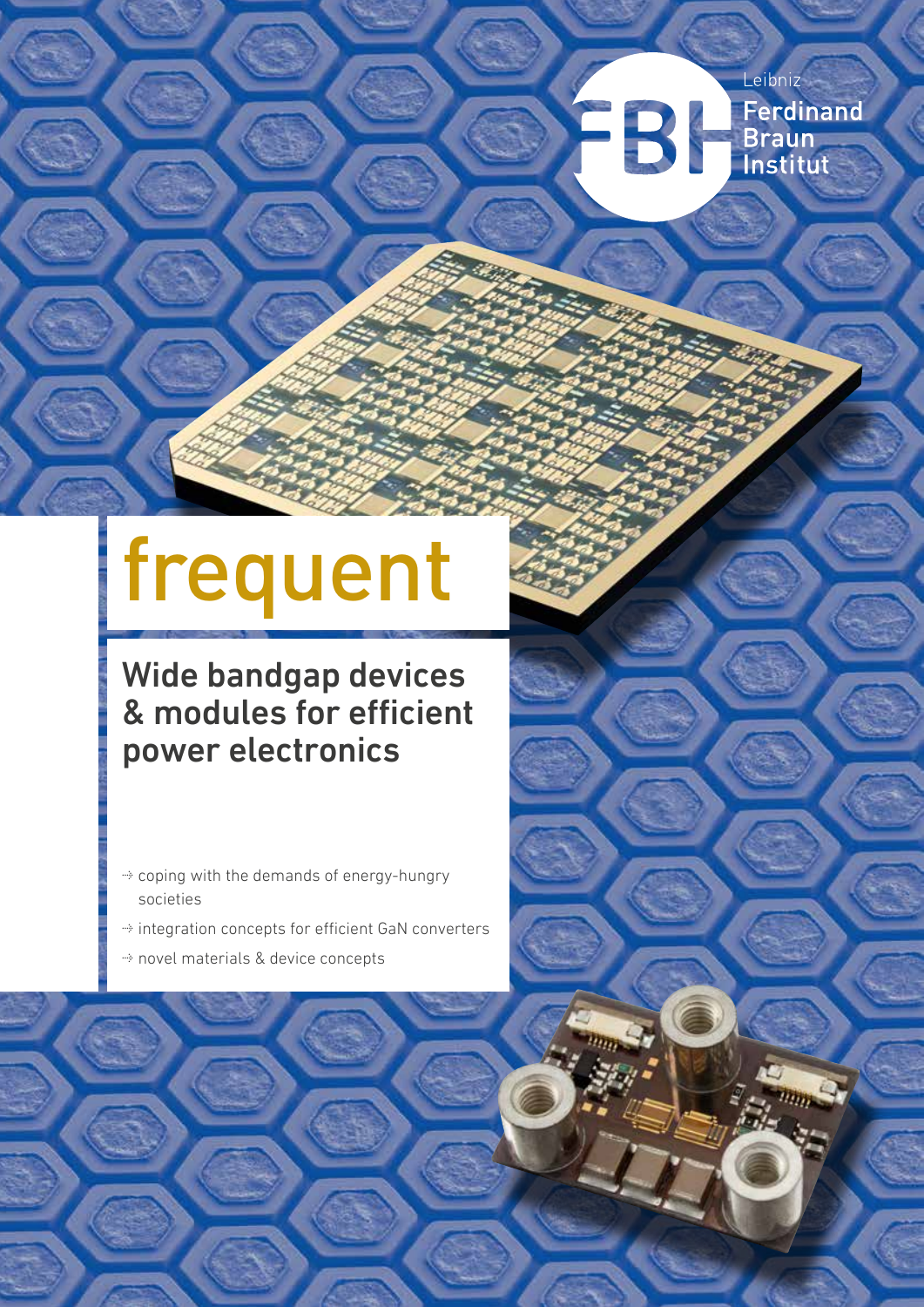Leibniz
Ferdinand
Braun
Institut

# frequent

## Wide bandgap devices & modules for efficient power electronics

- coping with the demands of energy-hungry societies
- integration concepts for efficient GaN converters
- novel materials & device concepts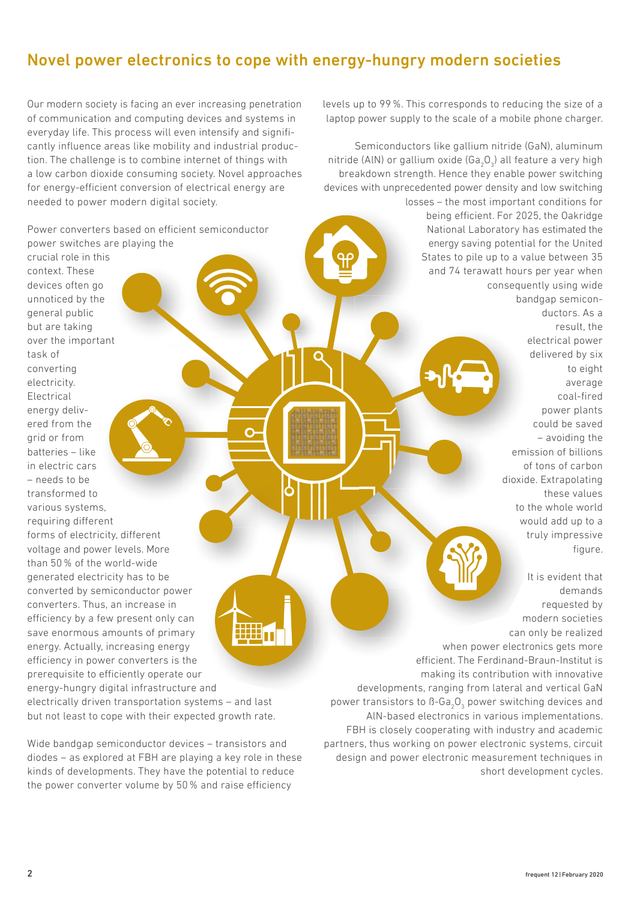# Novel power electronics to cope with energy-hungry modern societies

Our modern society is facing an ever increasing penetration of communication and computing devices and systems in everyday life. This process will even intensify and significantly influence areas like mobility and industrial production. The challenge is to combine internet of things with a low carbon dioxide consuming society. Novel approaches for energy-efficient conversion of electrical energy are needed to power modern digital society.

Power converters based on efficient semiconductor power switches are playing the crucial role in this context. These devices often go unnoticed by the general public but are taking over the important task of converting electricity. Electrical energy delivered from the grid or from batteries – like in electric cars – needs to be transformed to various systems, requiring different forms of electricity, different voltage and power levels. More than 50 % of the world-wide generated electricity has to be converted by semiconductor power converters. Thus, an increase in efficiency by a few present only can save enormous amounts of primary energy. Actually, increasing energy efficiency in power converters is the prerequisite to efficiently operate our energy-hungry digital infrastructure and electrically driven transportation systems – and last but not least to cope with their expected growth rate.

Wide bandgap semiconductor devices – transistors and diodes – as explored at FBH are playing a key role in these kinds of developments. They have the potential to reduce the power converter volume by 50 % and raise efficiency levels up to 99 %. This corresponds to reducing the size of a laptop power supply to the scale of a mobile phone charger.

Semiconductors like gallium nitride (GaN), aluminum nitride (AlN) or gallium oxide ($Ga_2O_3$) all feature a very high breakdown strength. Hence they enable power switching devices with unprecedented power density and low switching losses – the most important conditions for being efficient. For 2025, the Oakridge National Laboratory has estimated the energy saving potential for the United States to pile up to a value between 35 and 74 terawatt hours per year when consequently using wide bandgap semiconductors. As a result, the electrical power delivered by six to eight average coal-fired power plants could be saved – avoiding the emission of billions of tons of carbon dioxide. Extrapolating these values to the whole world would add up to a truly impressive figure.

It is evident that demands requested by modern societies can only be realized when power electronics gets more efficient. The Ferdinand-Braun-Institut is making its contribution with innovative developments, ranging from lateral and vertical GaN power transistors to ß-$Ga_2O_3$ power switching devices and AlN-based electronics in various implementations. FBH is closely cooperating with industry and academic partners, thus working on power electronic systems, circuit design and power electronic measurement techniques in short development cycles.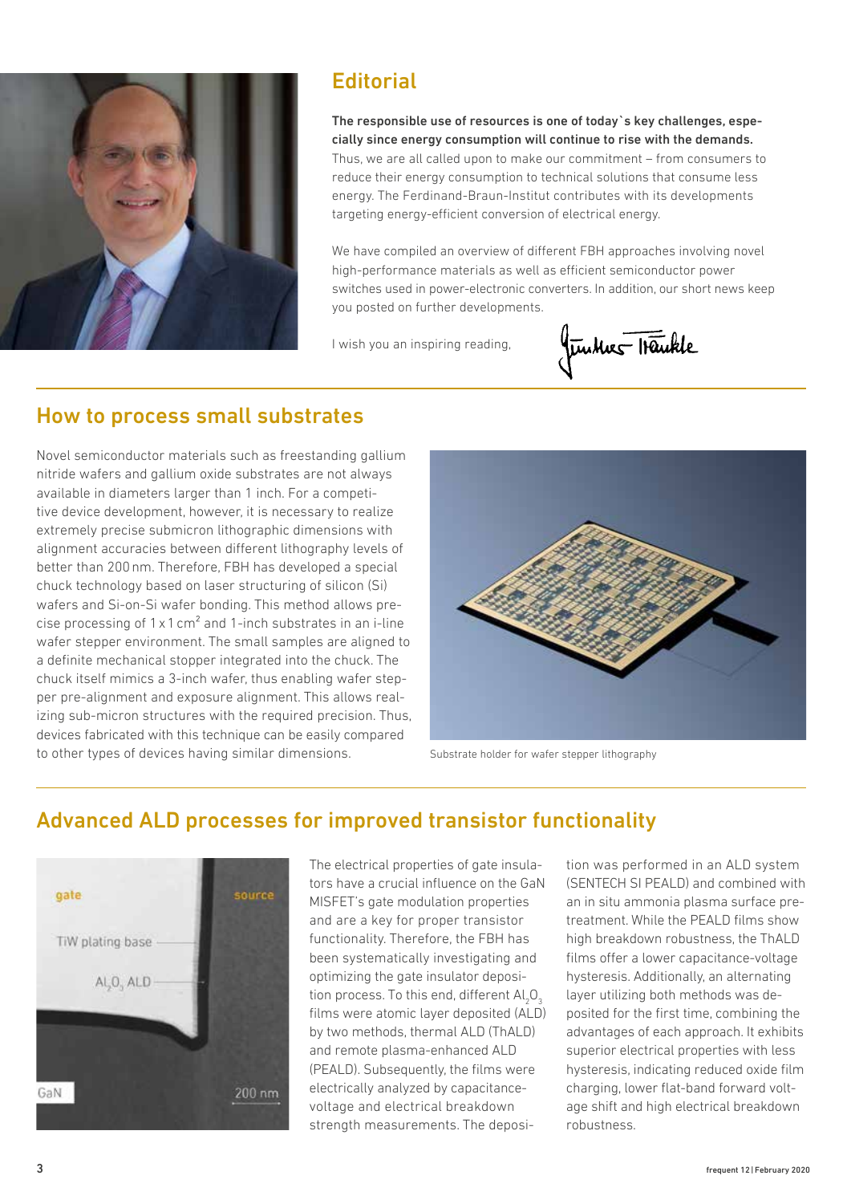## Editorial

**The responsible use of resources is one of today`s key challenges, especially since energy consumption will continue to rise with the demands.** Thus, we are all called upon to make our commitment – from consumers to reduce their energy consumption to technical solutions that consume less energy. The Ferdinand-Braun-Institut contributes with its developments targeting energy-efficient conversion of electrical energy.

We have compiled an overview of different FBH approaches involving novel high-performance materials as well as efficient semiconductor power switches used in power-electronic converters. In addition, our short news keep you posted on further developments.

I wish you an inspiring reading,

## How to process small substrates

Novel semiconductor materials such as freestanding gallium nitride wafers and gallium oxide substrates are not always available in diameters larger than 1 inch. For a competitive device development, however, it is necessary to realize extremely precise submicron lithographic dimensions with alignment accuracies between different lithography levels of better than 200 nm. Therefore, FBH has developed a special chuck technology based on laser structuring of silicon (Si) wafers and Si-on-Si wafer bonding. This method allows precise processing of 1 x 1 $cm^2$ and 1-inch substrates in an i-line wafer stepper environment. The small samples are aligned to a definite mechanical stopper integrated into the chuck. The chuck itself mimics a 3-inch wafer, thus enabling wafer stepper pre-alignment and exposure alignment. This allows realizing sub-micron structures with the required precision. Thus, devices fabricated with this technique can be easily compared to other types of devices having similar dimensions.

Substrate holder for wafer stepper lithography

## Advanced ALD processes for improved transistor functionality

gate

source

TiW plating base

$Al_2O_3$ ALD

GaN

200 nm

The electrical properties of gate insulators have a crucial influence on the GaN MISFET's gate modulation properties and are a key for proper transistor functionality. Therefore, the FBH has been systematically investigating and optimizing the gate insulator deposition process. To this end, different $Al_2O_3$ films were atomic layer deposited (ALD) by two methods, thermal ALD (ThALD) and remote plasma-enhanced ALD (PEALD). Subsequently, the films were electrically analyzed by capacitance-voltage and electrical breakdown strength measurements. The deposition was performed in an ALD system (SENTECH SI PEALD) and combined with an in situ ammonia plasma surface pretreatment. While the PEALD films show high breakdown robustness, the ThALD films offer a lower capacitance-voltage hysteresis. Additionally, an alternating layer utilizing both methods was deposited for the first time, combining the advantages of each approach. It exhibits superior electrical properties with less hysteresis, indicating reduced oxide film charging, lower flat-band forward voltage shift and high electrical breakdown robustness.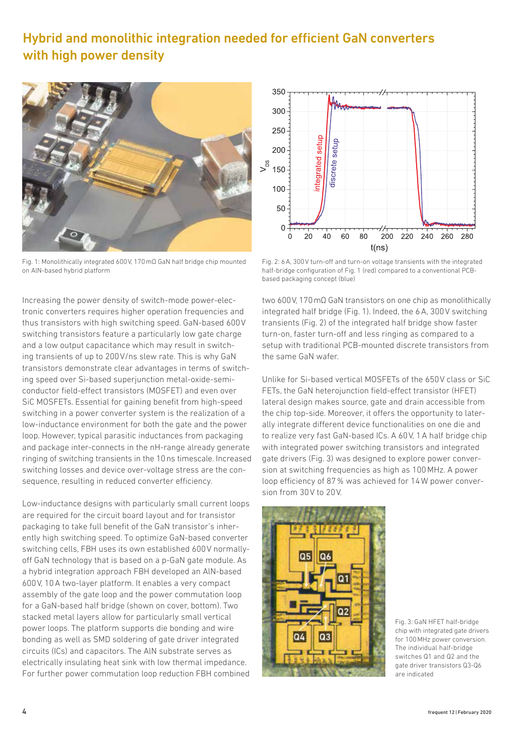# Hybrid and monolithic integration needed for efficient GaN converters with high power density

Fig. 1: Monolithically integrated 600 V, 170 mΩ GaN half bridge chip mounted on AlN-based hybrid platform

Fig. 2: 6 A, 300 V turn-off and turn-on voltage transients with the integrated half-bridge configuration of Fig. 1 (red) compared to a conventional PCB-based packaging concept (blue)

Increasing the power density of switch-mode power-electronic converters requires higher operation frequencies and thus transistors with high switching speed. GaN-based 600 V switching transistors feature a particularly low gate charge and a low output capacitance which may result in switching transients of up to 200 V/ns slew rate. This is why GaN transistors demonstrate clear advantages in terms of switching speed over Si-based superjunction metal-oxide-semiconductor field-effect transistors (MOSFET) and even over SiC MOSFETs. Essential for gaining benefit from high-speed switching in a power converter system is the realization of a low-inductance environment for both the gate and the power loop. However, typical parasitic inductances from packaging and package inter-connects in the nH-range already generate ringing of switching transients in the 10 ns timescale. Increased switching losses and device over-voltage stress are the consequence, resulting in reduced converter efficiency.

Low-inductance designs with particularly small current loops are required for the circuit board layout and for transistor packaging to take full benefit of the GaN transistor's inherently high switching speed. To optimize GaN-based converter switching cells, FBH uses its own established 600 V normally-off GaN technology that is based on a p-GaN gate module. As a hybrid integration approach FBH developed an AlN-based 600 V, 10 A two-layer platform. It enables a very compact assembly of the gate loop and the power commutation loop for a GaN-based half bridge (shown on cover, bottom). Two stacked metal layers allow for particularly small vertical power loops. The platform supports die bonding and wire bonding as well as SMD soldering of gate driver integrated circuits (ICs) and capacitors. The AlN substrate serves as electrically insulating heat sink with low thermal impedance. For further power commutation loop reduction FBH combined two 600 V, 170 mΩ GaN transistors on one chip as monolithically integrated half bridge (Fig. 1). Indeed, the 6 A, 300 V switching transients (Fig. 2) of the integrated half bridge show faster turn-on, faster turn-off and less ringing as compared to a setup with traditional PCB-mounted discrete transistors from the same GaN wafer.

Unlike for Si-based vertical MOSFETs of the 650 V class or SiC FETs, the GaN heterojunction field-effect transistor (HFET) lateral design makes source, gate and drain accessible from the chip top-side. Moreover, it offers the opportunity to laterally integrate different device functionalities on one die and to realize very fast GaN-based ICs. A 60 V, 1 A half bridge chip with integrated power switching transistors and integrated gate drivers (Fig. 3) was designed to explore power conversion at switching frequencies as high as 100 MHz. A power loop efficiency of 87 % was achieved for 14 W power conversion from 30 V to 20 V.

Fig. 3: GaN HFET half-bridge chip with integrated gate drivers for 100 MHz power conversion. The individual half-bridge switches Q1 and Q2 and the gate driver transistors Q3-Q6 are indicated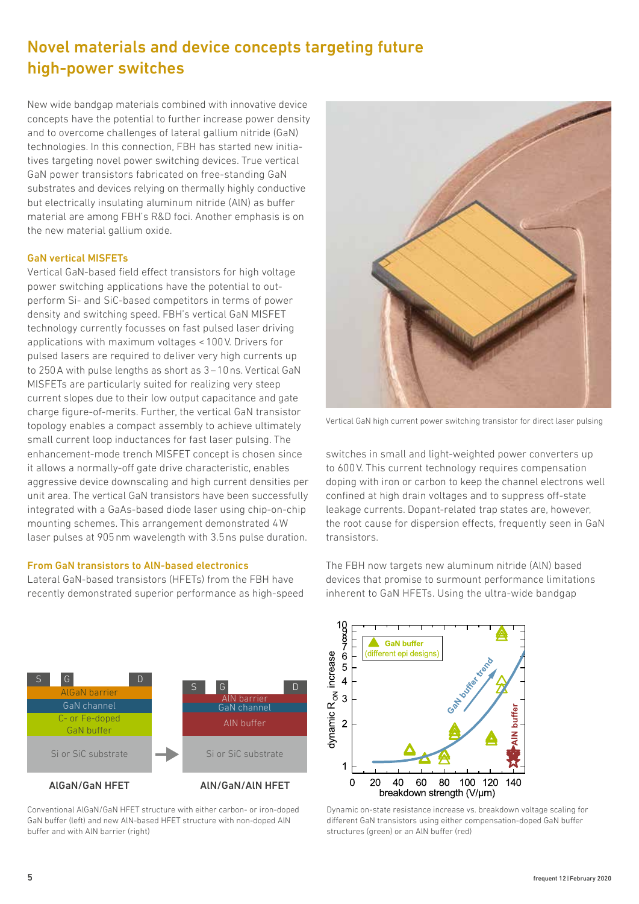# Novel materials and device concepts targeting future high-power switches

New wide bandgap materials combined with innovative device concepts have the potential to further increase power density and to overcome challenges of lateral gallium nitride (GaN) technologies. In this connection, FBH has started new initiatives targeting novel power switching devices. True vertical GaN power transistors fabricated on free-standing GaN substrates and devices relying on thermally highly conductive but electrically insulating aluminum nitride (AlN) as buffer material are among FBH's R&D foci. Another emphasis is on the new material gallium oxide.

## GaN vertical MISFETs

Vertical GaN-based field effect transistors for high voltage power switching applications have the potential to outperform Si- and SiC-based competitors in terms of power density and switching speed. FBH's vertical GaN MISFET technology currently focusses on fast pulsed laser driving applications with maximum voltages < 100 V. Drivers for pulsed lasers are required to deliver very high currents up to 250 A with pulse lengths as short as 3 – 10 ns. Vertical GaN MISFETs are particularly suited for realizing very steep current slopes due to their low output capacitance and gate charge figure-of-merits. Further, the vertical GaN transistor topology enables a compact assembly to achieve ultimately small current loop inductances for fast laser pulsing. The enhancement-mode trench MISFET concept is chosen since it allows a normally-off gate drive characteristic, enables aggressive device downscaling and high current densities per unit area. The vertical GaN transistors have been successfully integrated with a GaAs-based diode laser using chip-on-chip mounting schemes. This arrangement demonstrated 4 W laser pulses at 905 nm wavelength with 3.5 ns pulse duration.

Vertical GaN high current power switching transistor for direct laser pulsing

## From GaN transistors to AlN-based electronics

Lateral GaN-based transistors (HFETs) from the FBH have recently demonstrated superior performance as high-speed switches in small and light-weighted power converters up to 600 V. This current technology requires compensation doping with iron or carbon to keep the channel electrons well confined at high drain voltages and to suppress off-state leakage currents. Dopant-related trap states are, however, the root cause for dispersion effects, frequently seen in GaN transistors.

The FBH now targets new aluminum nitride (AlN) based devices that promise to surmount performance limitations inherent to GaN HFETs. Using the ultra-wide bandgap

Conventional AlGaN/GaN HFET structure with either carbon- or iron-doped GaN buffer (left) and new AlN-based HFET structure with non-doped AlN buffer and with AlN barrier (right)

Dynamic on-state resistance increase vs. breakdown voltage scaling for different GaN transistors using either compensation-doped GaN buffer structures (green) or an AlN buffer (red)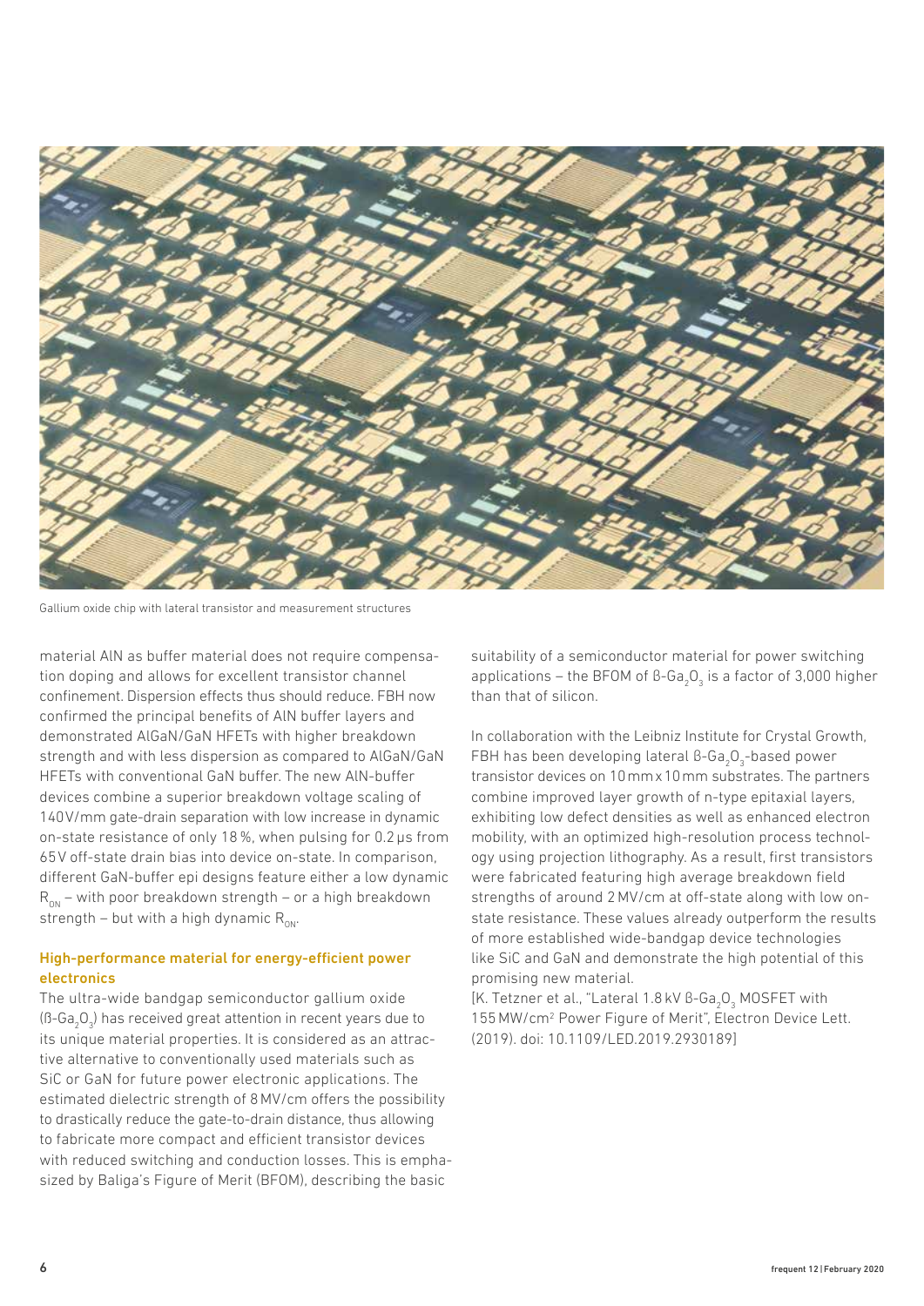Gallium oxide chip with lateral transistor and measurement structures

material AlN as buffer material does not require compensation doping and allows for excellent transistor channel confinement. Dispersion effects thus should reduce. FBH now confirmed the principal benefits of AlN buffer layers and demonstrated AlGaN/GaN HFETs with higher breakdown strength and with less dispersion as compared to AlGaN/GaN HFETs with conventional GaN buffer. The new AlN-buffer devices combine a superior breakdown voltage scaling of 140 V/mm gate-drain separation with low increase in dynamic on-state resistance of only 18 %, when pulsing for 0.2 µs from 65 V off-state drain bias into device on-state. In comparison, different GaN-buffer epi designs feature either a low dynamic $R_{ON}$ – with poor breakdown strength – or a high breakdown strength – but with a high dynamic $R_{ON}$.

### High-performance material for energy-efficient power electronics

The ultra-wide bandgap semiconductor gallium oxide ($\beta$-$Ga_2O_3$) has received great attention in recent years due to its unique material properties. It is considered as an attractive alternative to conventionally used materials such as SiC or GaN for future power electronic applications. The estimated dielectric strength of 8 MV/cm offers the possibility to drastically reduce the gate-to-drain distance, thus allowing to fabricate more compact and efficient transistor devices with reduced switching and conduction losses. This is emphasized by Baliga's Figure of Merit (BFOM), describing the basic suitability of a semiconductor material for power switching applications – the BFOM of $\beta$-$Ga_2O_3$ is a factor of 3,000 higher than that of silicon.

In collaboration with the Leibniz Institute for Crystal Growth, FBH has been developing lateral $\beta$-$Ga_2O_3$-based power transistor devices on 10 mm x 10 mm substrates. The partners combine improved layer growth of n-type epitaxial layers, exhibiting low defect densities as well as enhanced electron mobility, with an optimized high-resolution process technology using projection lithography. As a result, first transistors were fabricated featuring high average breakdown field strengths of around 2 MV/cm at off-state along with low on-state resistance. These values already outperform the results of more established wide-bandgap device technologies like SiC and GaN and demonstrate the high potential of this promising new material.
[K. Tetzner et al., "Lateral 1.8 kV $\beta$-$Ga_2O_3$ MOSFET with 155 $MW/cm^2$ Power Figure of Merit", Electron Device Lett. (2019). doi: 10.1109/LED.2019.2930189]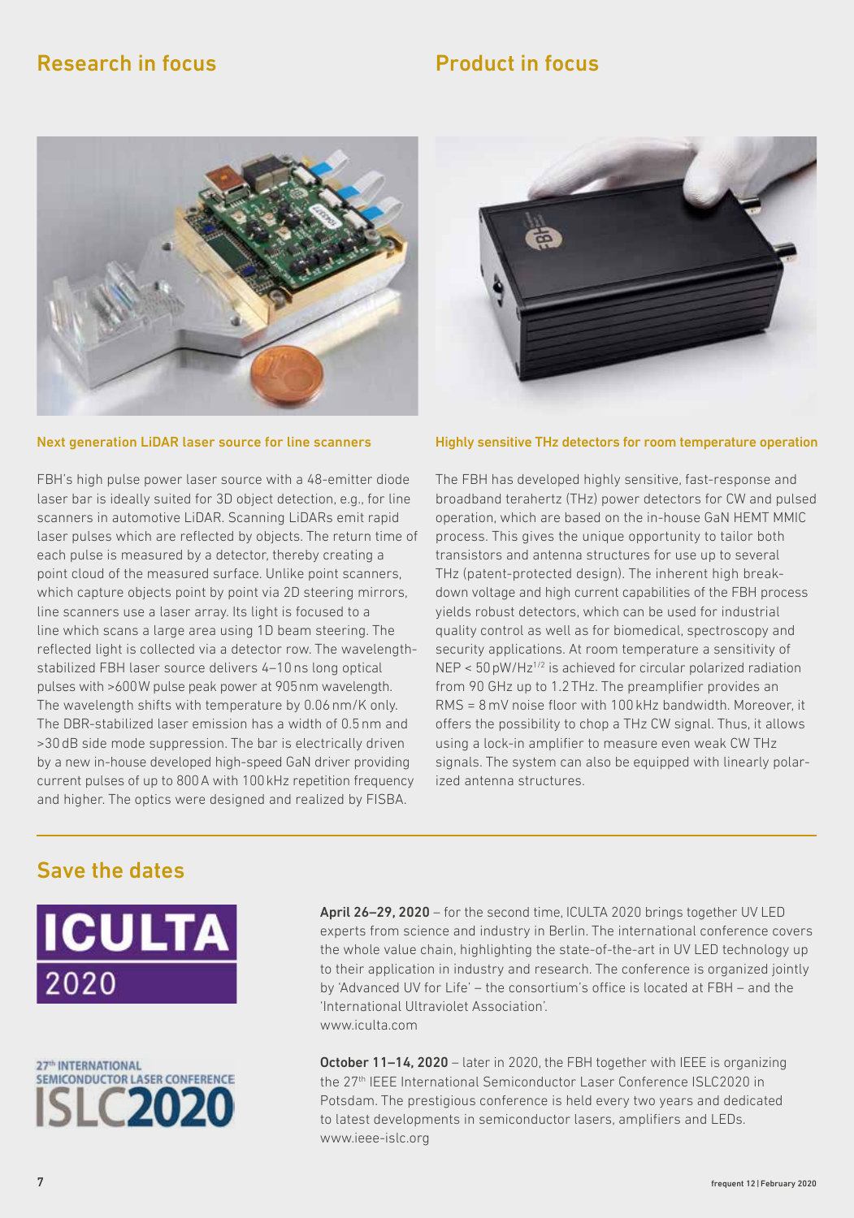## Research in focus

### Next generation LiDAR laser source for line scanners

FBH's high pulse power laser source with a 48-emitter diode laser bar is ideally suited for 3D object detection, e.g., for line scanners in automotive LiDAR. Scanning LiDARs emit rapid laser pulses which are reflected by objects. The return time of each pulse is measured by a detector, thereby creating a point cloud of the measured surface. Unlike point scanners, which capture objects point by point via 2D steering mirrors, line scanners use a laser array. Its light is focused to a line which scans a large area using 1D beam steering. The reflected light is collected via a detector row. The wavelength-stabilized FBH laser source delivers 4–10 ns long optical pulses with >600 W pulse peak power at 905 nm wavelength. The wavelength shifts with temperature by 0.06 nm/K only. The DBR-stabilized laser emission has a width of 0.5 nm and >30 dB side mode suppression. The bar is electrically driven by a new in-house developed high-speed GaN driver providing current pulses of up to 800 A with 100 kHz repetition frequency and higher. The optics were designed and realized by FISBA.

## Product in focus

### Highly sensitive THz detectors for room temperature operation

The FBH has developed highly sensitive, fast-response and broadband terahertz (THz) power detectors for CW and pulsed operation, which are based on the in-house GaN HEMT MMIC process. This gives the unique opportunity to tailor both transistors and antenna structures for use up to several THz (patent-protected design). The inherent high breakdown voltage and high current capabilities of the FBH process yields robust detectors, which can be used for industrial quality control as well as for biomedical, spectroscopy and security applications. At room temperature a sensitivity of NEP < 50 $pW/Hz^{1/2}$ is achieved for circular polarized radiation from 90 GHz up to 1.2 THz. The preamplifier provides an RMS = 8 mV noise floor with 100 kHz bandwidth. Moreover, it offers the possibility to chop a THz CW signal. Thus, it allows using a lock-in amplifier to measure even weak CW THz signals. The system can also be equipped with linearly polarized antenna structures.

## Save the dates

ICULTA 2020

**April 26–29, 2020** – for the second time, ICULTA 2020 brings together UV LED experts from science and industry in Berlin. The international conference covers the whole value chain, highlighting the state-of-the-art in UV LED technology up to their application in industry and research. The conference is organized jointly by 'Advanced UV for Life' – the consortium's office is located at FBH – and the 'International Ultraviolet Association'.
www.iculta.com

27th INTERNATIONAL SEMICONDUCTOR LASER CONFERENCE ISLC2020

**October 11–14, 2020** – later in 2020, the FBH together with IEEE is organizing the 27th IEEE International Semiconductor Laser Conference ISLC2020 in Potsdam. The prestigious conference is held every two years and dedicated to latest developments in semiconductor lasers, amplifiers and LEDs.
www.ieee-islc.org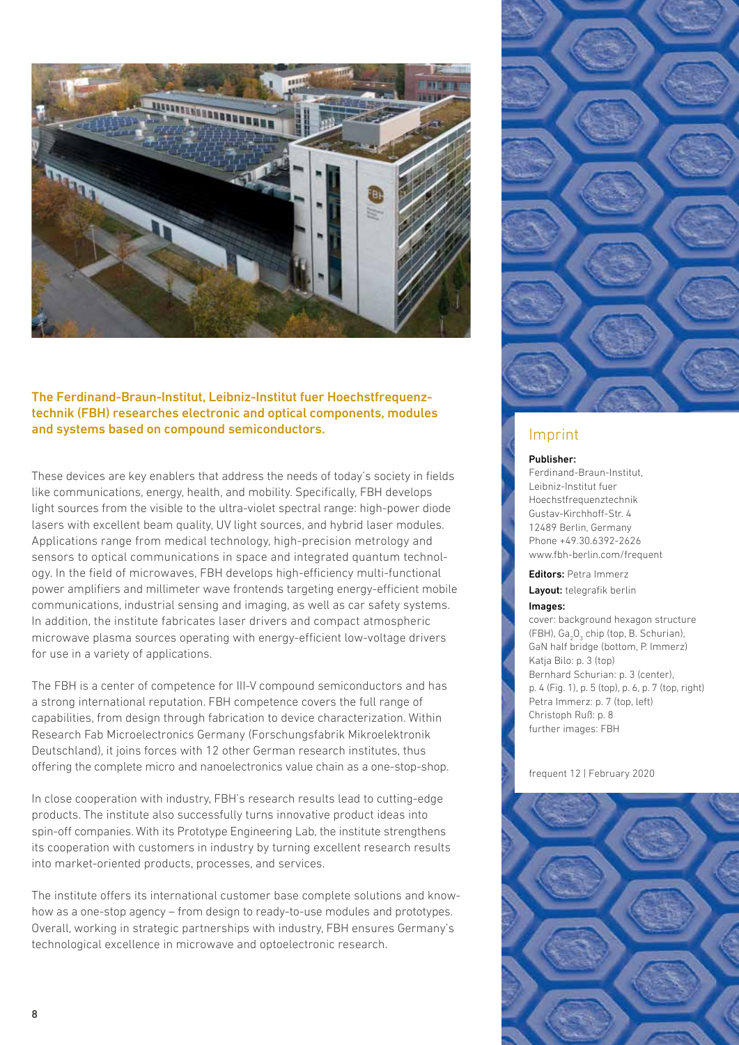**The Ferdinand-Braun-Institut, Leibniz-Institut fuer Hoechstfrequenztechnik (FBH) researches electronic and optical components, modules and systems based on compound semiconductors.**

These devices are key enablers that address the needs of today's society in fields like communications, energy, health, and mobility. Specifically, FBH develops light sources from the visible to the ultra-violet spectral range: high-power diode lasers with excellent beam quality, UV light sources, and hybrid laser modules. Applications range from medical technology, high-precision metrology and sensors to optical communications in space and integrated quantum technology. In the field of microwaves, FBH develops high-efficiency multi-functional power amplifiers and millimeter wave frontends targeting energy-efficient mobile communications, industrial sensing and imaging, as well as car safety systems. In addition, the institute fabricates laser drivers and compact atmospheric microwave plasma sources operating with energy-efficient low-voltage drivers for use in a variety of applications.

The FBH is a center of competence for III-V compound semiconductors and has a strong international reputation. FBH competence covers the full range of capabilities, from design through fabrication to device characterization. Within Research Fab Microelectronics Germany (Forschungsfabrik Mikroelektronik Deutschland), it joins forces with 12 other German research institutes, thus offering the complete micro and nanoelectronics value chain as a one-stop-shop.

In close cooperation with industry, FBH's research results lead to cutting-edge products. The institute also successfully turns innovative product ideas into spin-off companies. With its Prototype Engineering Lab, the institute strengthens its cooperation with customers in industry by turning excellent research results into market-oriented products, processes, and services.

The institute offers its international customer base complete solutions and know-how as a one-stop agency – from design to ready-to-use modules and prototypes. Overall, working in strategic partnerships with industry, FBH ensures Germany's technological excellence in microwave and optoelectronic research.

## Imprint

**Publisher:**
Ferdinand-Braun-Institut,
Leibniz-Institut fuer
Hoechstfrequenztechnik
Gustav-Kirchhoff-Str. 4
12489 Berlin, Germany
Phone +49.30.6392-2626
www.fbh-berlin.com/frequent

**Editors:** Petra Immerz

**Layout:** telegrafik berlin

**Images:**
cover: background hexagon structure (FBH), $Ga_2O_3$ chip (top, B. Schurian), GaN half bridge (bottom, P. Immerz)
Katja Bilo: p. 3 (top)
Bernhard Schurian: p. 3 (center), p. 4 (Fig. 1), p. 5 (top), p. 6, p. 7 (top, right)
Petra Immerz: p. 7 (top, left)
Christoph Ruß: p. 8
further images: FBH

frequent 12 | February 2020